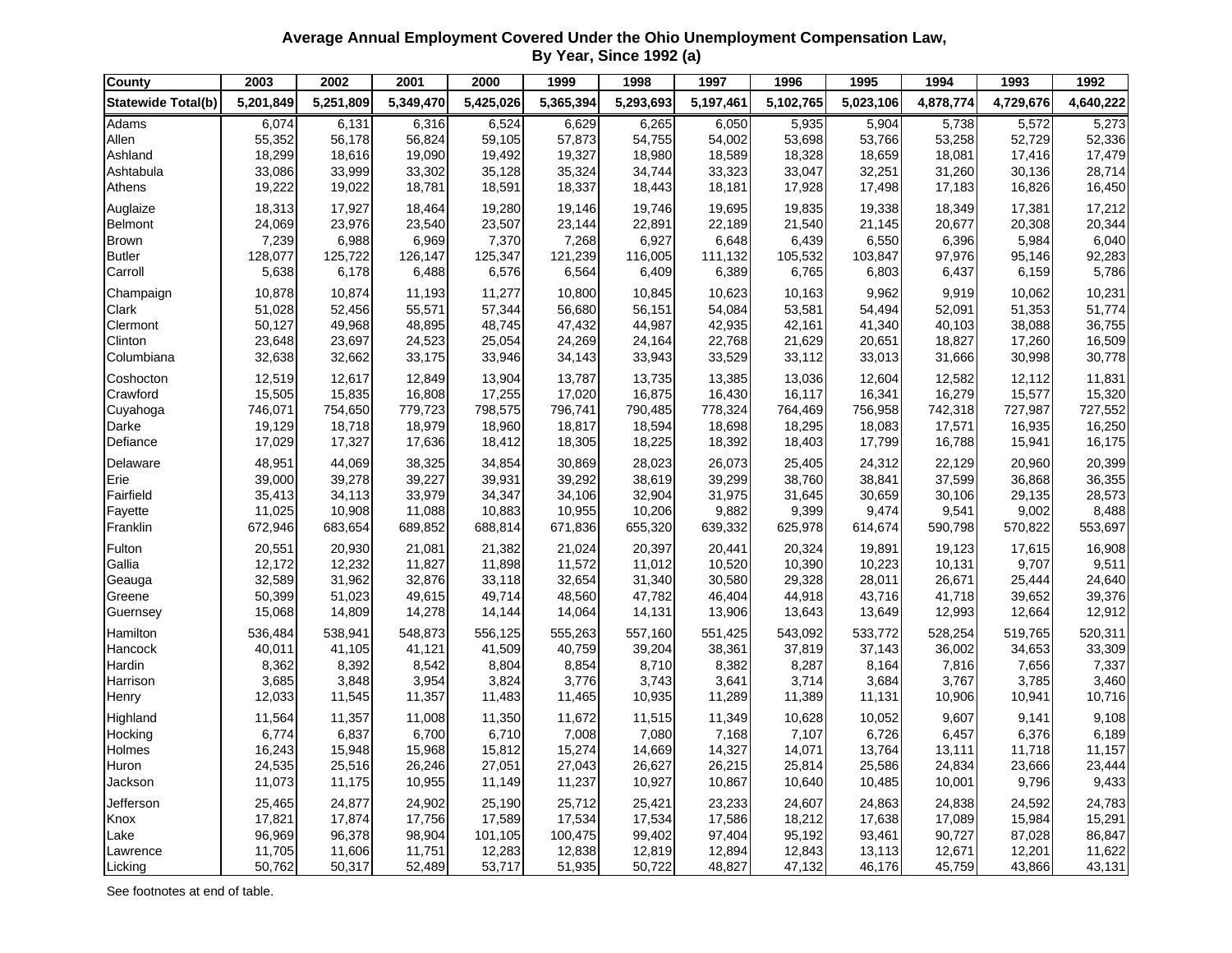**Average Annual Employment Covered Under the Ohio Unemployment Compensation Law, By Year, Since 1992 (a)**

| County | 2003 | 2002 | 2001 | 2000 | 1999 | 1998 | 1997 | 1996 | 1995 | 1994 | 1993 | 1992 |
|---|---|---|---|---|---|---|---|---|---|---|---|---|
| **Statewide Total(b)** | **5,201,849** | **5,251,809** | **5,349,470** | **5,425,026** | **5,365,394** | **5,293,693** | **5,197,461** | **5,102,765** | **5,023,106** | **4,878,774** | **4,729,676** | **4,640,222** |
| Adams | 6,074 | 6,131 | 6,316 | 6,524 | 6,629 | 6,265 | 6,050 | 5,935 | 5,904 | 5,738 | 5,572 | 5,273 |
| Allen | 55,352 | 56,178 | 56,824 | 59,105 | 57,873 | 54,755 | 54,002 | 53,698 | 53,766 | 53,258 | 52,729 | 52,336 |
| Ashland | 18,299 | 18,616 | 19,090 | 19,492 | 19,327 | 18,980 | 18,589 | 18,328 | 18,659 | 18,081 | 17,416 | 17,479 |
| Ashtabula | 33,086 | 33,999 | 33,302 | 35,128 | 35,324 | 34,744 | 33,323 | 33,047 | 32,251 | 31,260 | 30,136 | 28,714 |
| Athens | 19,222 | 19,022 | 18,781 | 18,591 | 18,337 | 18,443 | 18,181 | 17,928 | 17,498 | 17,183 | 16,826 | 16,450 |
| Auglaize | 18,313 | 17,927 | 18,464 | 19,280 | 19,146 | 19,746 | 19,695 | 19,835 | 19,338 | 18,349 | 17,381 | 17,212 |
| Belmont | 24,069 | 23,976 | 23,540 | 23,507 | 23,144 | 22,891 | 22,189 | 21,540 | 21,145 | 20,677 | 20,308 | 20,344 |
| Brown | 7,239 | 6,988 | 6,969 | 7,370 | 7,268 | 6,927 | 6,648 | 6,439 | 6,550 | 6,396 | 5,984 | 6,040 |
| Butler | 128,077 | 125,722 | 126,147 | 125,347 | 121,239 | 116,005 | 111,132 | 105,532 | 103,847 | 97,976 | 95,146 | 92,283 |
| Carroll | 5,638 | 6,178 | 6,488 | 6,576 | 6,564 | 6,409 | 6,389 | 6,765 | 6,803 | 6,437 | 6,159 | 5,786 |
| Champaign | 10,878 | 10,874 | 11,193 | 11,277 | 10,800 | 10,845 | 10,623 | 10,163 | 9,962 | 9,919 | 10,062 | 10,231 |
| Clark | 51,028 | 52,456 | 55,571 | 57,344 | 56,680 | 56,151 | 54,084 | 53,581 | 54,494 | 52,091 | 51,353 | 51,774 |
| Clermont | 50,127 | 49,968 | 48,895 | 48,745 | 47,432 | 44,987 | 42,935 | 42,161 | 41,340 | 40,103 | 38,088 | 36,755 |
| Clinton | 23,648 | 23,697 | 24,523 | 25,054 | 24,269 | 24,164 | 22,768 | 21,629 | 20,651 | 18,827 | 17,260 | 16,509 |
| Columbiana | 32,638 | 32,662 | 33,175 | 33,946 | 34,143 | 33,943 | 33,529 | 33,112 | 33,013 | 31,666 | 30,998 | 30,778 |
| Coshocton | 12,519 | 12,617 | 12,849 | 13,904 | 13,787 | 13,735 | 13,385 | 13,036 | 12,604 | 12,582 | 12,112 | 11,831 |
| Crawford | 15,505 | 15,835 | 16,808 | 17,255 | 17,020 | 16,875 | 16,430 | 16,117 | 16,341 | 16,279 | 15,577 | 15,320 |
| Cuyahoga | 746,071 | 754,650 | 779,723 | 798,575 | 796,741 | 790,485 | 778,324 | 764,469 | 756,958 | 742,318 | 727,987 | 727,552 |
| Darke | 19,129 | 18,718 | 18,979 | 18,960 | 18,817 | 18,594 | 18,698 | 18,295 | 18,083 | 17,571 | 16,935 | 16,250 |
| Defiance | 17,029 | 17,327 | 17,636 | 18,412 | 18,305 | 18,225 | 18,392 | 18,403 | 17,799 | 16,788 | 15,941 | 16,175 |
| Delaware | 48,951 | 44,069 | 38,325 | 34,854 | 30,869 | 28,023 | 26,073 | 25,405 | 24,312 | 22,129 | 20,960 | 20,399 |
| Erie | 39,000 | 39,278 | 39,227 | 39,931 | 39,292 | 38,619 | 39,299 | 38,760 | 38,841 | 37,599 | 36,868 | 36,355 |
| Fairfield | 35,413 | 34,113 | 33,979 | 34,347 | 34,106 | 32,904 | 31,975 | 31,645 | 30,659 | 30,106 | 29,135 | 28,573 |
| Fayette | 11,025 | 10,908 | 11,088 | 10,883 | 10,955 | 10,206 | 9,882 | 9,399 | 9,474 | 9,541 | 9,002 | 8,488 |
| Franklin | 672,946 | 683,654 | 689,852 | 688,814 | 671,836 | 655,320 | 639,332 | 625,978 | 614,674 | 590,798 | 570,822 | 553,697 |
| Fulton | 20,551 | 20,930 | 21,081 | 21,382 | 21,024 | 20,397 | 20,441 | 20,324 | 19,891 | 19,123 | 17,615 | 16,908 |
| Gallia | 12,172 | 12,232 | 11,827 | 11,898 | 11,572 | 11,012 | 10,520 | 10,390 | 10,223 | 10,131 | 9,707 | 9,511 |
| Geauga | 32,589 | 31,962 | 32,876 | 33,118 | 32,654 | 31,340 | 30,580 | 29,328 | 28,011 | 26,671 | 25,444 | 24,640 |
| Greene | 50,399 | 51,023 | 49,615 | 49,714 | 48,560 | 47,782 | 46,404 | 44,918 | 43,716 | 41,718 | 39,652 | 39,376 |
| Guernsey | 15,068 | 14,809 | 14,278 | 14,144 | 14,064 | 14,131 | 13,906 | 13,643 | 13,649 | 12,993 | 12,664 | 12,912 |
| Hamilton | 536,484 | 538,941 | 548,873 | 556,125 | 555,263 | 557,160 | 551,425 | 543,092 | 533,772 | 528,254 | 519,765 | 520,311 |
| Hancock | 40,011 | 41,105 | 41,121 | 41,509 | 40,759 | 39,204 | 38,361 | 37,819 | 37,143 | 36,002 | 34,653 | 33,309 |
| Hardin | 8,362 | 8,392 | 8,542 | 8,804 | 8,854 | 8,710 | 8,382 | 8,287 | 8,164 | 7,816 | 7,656 | 7,337 |
| Harrison | 3,685 | 3,848 | 3,954 | 3,824 | 3,776 | 3,743 | 3,641 | 3,714 | 3,684 | 3,767 | 3,785 | 3,460 |
| Henry | 12,033 | 11,545 | 11,357 | 11,483 | 11,465 | 10,935 | 11,289 | 11,389 | 11,131 | 10,906 | 10,941 | 10,716 |
| Highland | 11,564 | 11,357 | 11,008 | 11,350 | 11,672 | 11,515 | 11,349 | 10,628 | 10,052 | 9,607 | 9,141 | 9,108 |
| Hocking | 6,774 | 6,837 | 6,700 | 6,710 | 7,008 | 7,080 | 7,168 | 7,107 | 6,726 | 6,457 | 6,376 | 6,189 |
| Holmes | 16,243 | 15,948 | 15,968 | 15,812 | 15,274 | 14,669 | 14,327 | 14,071 | 13,764 | 13,111 | 11,718 | 11,157 |
| Huron | 24,535 | 25,516 | 26,246 | 27,051 | 27,043 | 26,627 | 26,215 | 25,814 | 25,586 | 24,834 | 23,666 | 23,444 |
| Jackson | 11,073 | 11,175 | 10,955 | 11,149 | 11,237 | 10,927 | 10,867 | 10,640 | 10,485 | 10,001 | 9,796 | 9,433 |
| Jefferson | 25,465 | 24,877 | 24,902 | 25,190 | 25,712 | 25,421 | 23,233 | 24,607 | 24,863 | 24,838 | 24,592 | 24,783 |
| Knox | 17,821 | 17,874 | 17,756 | 17,589 | 17,534 | 17,534 | 17,586 | 18,212 | 17,638 | 17,089 | 15,984 | 15,291 |
| Lake | 96,969 | 96,378 | 98,904 | 101,105 | 100,475 | 99,402 | 97,404 | 95,192 | 93,461 | 90,727 | 87,028 | 86,847 |
| Lawrence | 11,705 | 11,606 | 11,751 | 12,283 | 12,838 | 12,819 | 12,894 | 12,843 | 13,113 | 12,671 | 12,201 | 11,622 |
| Licking | 50,762 | 50,317 | 52,489 | 53,717 | 51,935 | 50,722 | 48,827 | 47,132 | 46,176 | 45,759 | 43,866 | 43,131 |

See footnotes at end of table.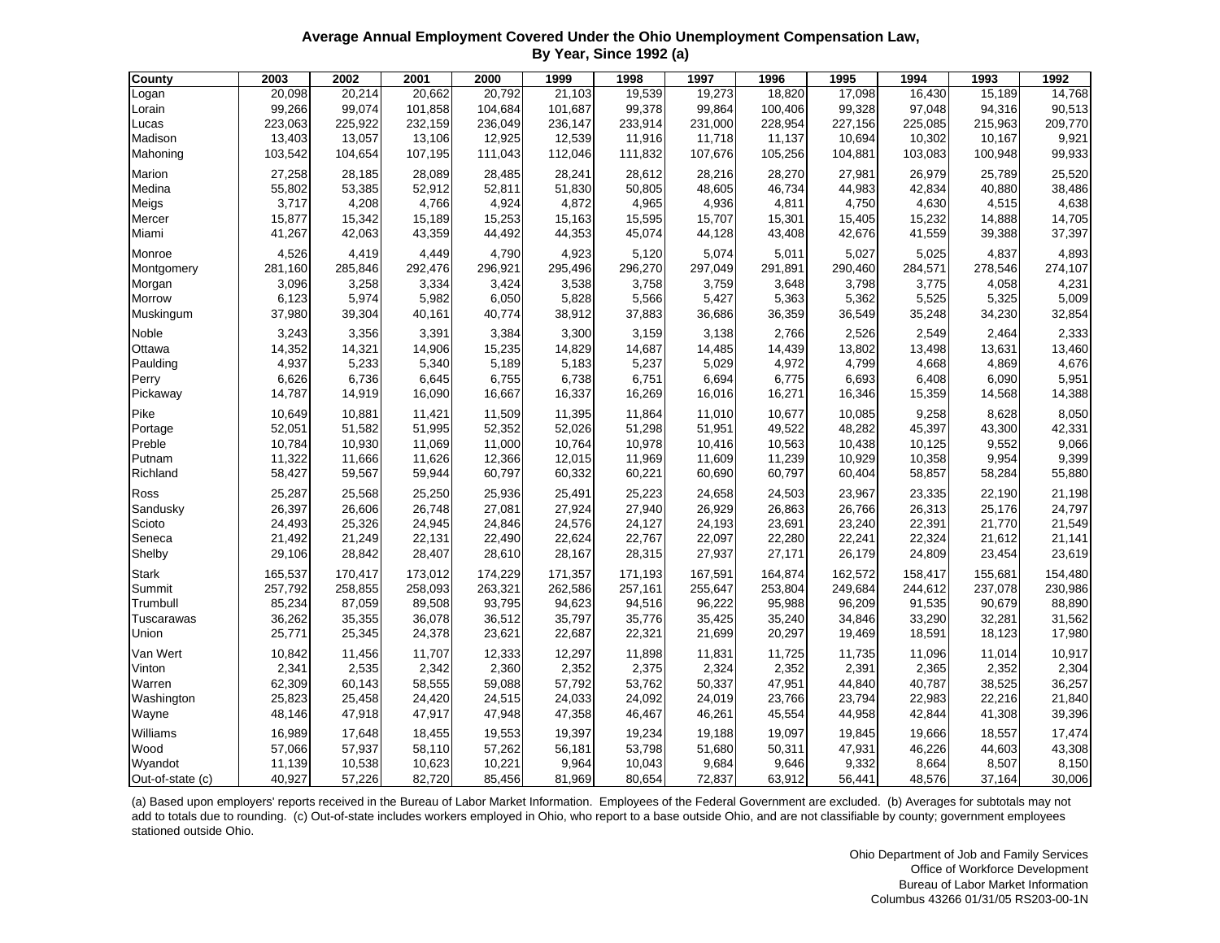**Average Annual Employment Covered Under the Ohio Unemployment Compensation Law, By Year, Since 1992 (a)**

| County | 2003 | 2002 | 2001 | 2000 | 1999 | 1998 | 1997 | 1996 | 1995 | 1994 | 1993 | 1992 |
|---|---|---|---|---|---|---|---|---|---|---|---|---|
| Logan | 20,098 | 20,214 | 20,662 | 20,792 | 21,103 | 19,539 | 19,273 | 18,820 | 17,098 | 16,430 | 15,189 | 14,768 |
| Lorain | 99,266 | 99,074 | 101,858 | 104,684 | 101,687 | 99,378 | 99,864 | 100,406 | 99,328 | 97,048 | 94,316 | 90,513 |
| Lucas | 223,063 | 225,922 | 232,159 | 236,049 | 236,147 | 233,914 | 231,000 | 228,954 | 227,156 | 225,085 | 215,963 | 209,770 |
| Madison | 13,403 | 13,057 | 13,106 | 12,925 | 12,539 | 11,916 | 11,718 | 11,137 | 10,694 | 10,302 | 10,167 | 9,921 |
| Mahoning | 103,542 | 104,654 | 107,195 | 111,043 | 112,046 | 111,832 | 107,676 | 105,256 | 104,881 | 103,083 | 100,948 | 99,933 |
| Marion | 27,258 | 28,185 | 28,089 | 28,485 | 28,241 | 28,612 | 28,216 | 28,270 | 27,981 | 26,979 | 25,789 | 25,520 |
| Medina | 55,802 | 53,385 | 52,912 | 52,811 | 51,830 | 50,805 | 48,605 | 46,734 | 44,983 | 42,834 | 40,880 | 38,486 |
| Meigs | 3,717 | 4,208 | 4,766 | 4,924 | 4,872 | 4,965 | 4,936 | 4,811 | 4,750 | 4,630 | 4,515 | 4,638 |
| Mercer | 15,877 | 15,342 | 15,189 | 15,253 | 15,163 | 15,595 | 15,707 | 15,301 | 15,405 | 15,232 | 14,888 | 14,705 |
| Miami | 41,267 | 42,063 | 43,359 | 44,492 | 44,353 | 45,074 | 44,128 | 43,408 | 42,676 | 41,559 | 39,388 | 37,397 |
| Monroe | 4,526 | 4,419 | 4,449 | 4,790 | 4,923 | 5,120 | 5,074 | 5,011 | 5,027 | 5,025 | 4,837 | 4,893 |
| Montgomery | 281,160 | 285,846 | 292,476 | 296,921 | 295,496 | 296,270 | 297,049 | 291,891 | 290,460 | 284,571 | 278,546 | 274,107 |
| Morgan | 3,096 | 3,258 | 3,334 | 3,424 | 3,538 | 3,758 | 3,759 | 3,648 | 3,798 | 3,775 | 4,058 | 4,231 |
| Morrow | 6,123 | 5,974 | 5,982 | 6,050 | 5,828 | 5,566 | 5,427 | 5,363 | 5,362 | 5,525 | 5,325 | 5,009 |
| Muskingum | 37,980 | 39,304 | 40,161 | 40,774 | 38,912 | 37,883 | 36,686 | 36,359 | 36,549 | 35,248 | 34,230 | 32,854 |
| Noble | 3,243 | 3,356 | 3,391 | 3,384 | 3,300 | 3,159 | 3,138 | 2,766 | 2,526 | 2,549 | 2,464 | 2,333 |
| Ottawa | 14,352 | 14,321 | 14,906 | 15,235 | 14,829 | 14,687 | 14,485 | 14,439 | 13,802 | 13,498 | 13,631 | 13,460 |
| Paulding | 4,937 | 5,233 | 5,340 | 5,189 | 5,183 | 5,237 | 5,029 | 4,972 | 4,799 | 4,668 | 4,869 | 4,676 |
| Perry | 6,626 | 6,736 | 6,645 | 6,755 | 6,738 | 6,751 | 6,694 | 6,775 | 6,693 | 6,408 | 6,090 | 5,951 |
| Pickaway | 14,787 | 14,919 | 16,090 | 16,667 | 16,337 | 16,269 | 16,016 | 16,271 | 16,346 | 15,359 | 14,568 | 14,388 |
| Pike | 10,649 | 10,881 | 11,421 | 11,509 | 11,395 | 11,864 | 11,010 | 10,677 | 10,085 | 9,258 | 8,628 | 8,050 |
| Portage | 52,051 | 51,582 | 51,995 | 52,352 | 52,026 | 51,298 | 51,951 | 49,522 | 48,282 | 45,397 | 43,300 | 42,331 |
| Preble | 10,784 | 10,930 | 11,069 | 11,000 | 10,764 | 10,978 | 10,416 | 10,563 | 10,438 | 10,125 | 9,552 | 9,066 |
| Putnam | 11,322 | 11,666 | 11,626 | 12,366 | 12,015 | 11,969 | 11,609 | 11,239 | 10,929 | 10,358 | 9,954 | 9,399 |
| Richland | 58,427 | 59,567 | 59,944 | 60,797 | 60,332 | 60,221 | 60,690 | 60,797 | 60,404 | 58,857 | 58,284 | 55,880 |
| Ross | 25,287 | 25,568 | 25,250 | 25,936 | 25,491 | 25,223 | 24,658 | 24,503 | 23,967 | 23,335 | 22,190 | 21,198 |
| Sandusky | 26,397 | 26,606 | 26,748 | 27,081 | 27,924 | 27,940 | 26,929 | 26,863 | 26,766 | 26,313 | 25,176 | 24,797 |
| Scioto | 24,493 | 25,326 | 24,945 | 24,846 | 24,576 | 24,127 | 24,193 | 23,691 | 23,240 | 22,391 | 21,770 | 21,549 |
| Seneca | 21,492 | 21,249 | 22,131 | 22,490 | 22,624 | 22,767 | 22,097 | 22,280 | 22,241 | 22,324 | 21,612 | 21,141 |
| Shelby | 29,106 | 28,842 | 28,407 | 28,610 | 28,167 | 28,315 | 27,937 | 27,171 | 26,179 | 24,809 | 23,454 | 23,619 |
| Stark | 165,537 | 170,417 | 173,012 | 174,229 | 171,357 | 171,193 | 167,591 | 164,874 | 162,572 | 158,417 | 155,681 | 154,480 |
| Summit | 257,792 | 258,855 | 258,093 | 263,321 | 262,586 | 257,161 | 255,647 | 253,804 | 249,684 | 244,612 | 237,078 | 230,986 |
| Trumbull | 85,234 | 87,059 | 89,508 | 93,795 | 94,623 | 94,516 | 96,222 | 95,988 | 96,209 | 91,535 | 90,679 | 88,890 |
| Tuscarawas | 36,262 | 35,355 | 36,078 | 36,512 | 35,797 | 35,776 | 35,425 | 35,240 | 34,846 | 33,290 | 32,281 | 31,562 |
| Union | 25,771 | 25,345 | 24,378 | 23,621 | 22,687 | 22,321 | 21,699 | 20,297 | 19,469 | 18,591 | 18,123 | 17,980 |
| Van Wert | 10,842 | 11,456 | 11,707 | 12,333 | 12,297 | 11,898 | 11,831 | 11,725 | 11,735 | 11,096 | 11,014 | 10,917 |
| Vinton | 2,341 | 2,535 | 2,342 | 2,360 | 2,352 | 2,375 | 2,324 | 2,352 | 2,391 | 2,365 | 2,352 | 2,304 |
| Warren | 62,309 | 60,143 | 58,555 | 59,088 | 57,792 | 53,762 | 50,337 | 47,951 | 44,840 | 40,787 | 38,525 | 36,257 |
| Washington | 25,823 | 25,458 | 24,420 | 24,515 | 24,033 | 24,092 | 24,019 | 23,766 | 23,794 | 22,983 | 22,216 | 21,840 |
| Wayne | 48,146 | 47,918 | 47,917 | 47,948 | 47,358 | 46,467 | 46,261 | 45,554 | 44,958 | 42,844 | 41,308 | 39,396 |
| Williams | 16,989 | 17,648 | 18,455 | 19,553 | 19,397 | 19,234 | 19,188 | 19,097 | 19,845 | 19,666 | 18,557 | 17,474 |
| Wood | 57,066 | 57,937 | 58,110 | 57,262 | 56,181 | 53,798 | 51,680 | 50,311 | 47,931 | 46,226 | 44,603 | 43,308 |
| Wyandot | 11,139 | 10,538 | 10,623 | 10,221 | 9,964 | 10,043 | 9,684 | 9,646 | 9,332 | 8,664 | 8,507 | 8,150 |
| Out-of-state (c) | 40,927 | 57,226 | 82,720 | 85,456 | 81,969 | 80,654 | 72,837 | 63,912 | 56,441 | 48,576 | 37,164 | 30,006 |

(a) Based upon employers' reports received in the Bureau of Labor Market Information. Employees of the Federal Government are excluded. (b) Averages for subtotals may not add to totals due to rounding. (c) Out-of-state includes workers employed in Ohio, who report to a base outside Ohio, and are not classifiable by county; government employees stationed outside Ohio.

Ohio Department of Job and Family Services
Office of Workforce Development
Bureau of Labor Market Information
Columbus 43266 01/31/05 RS203-00-1N